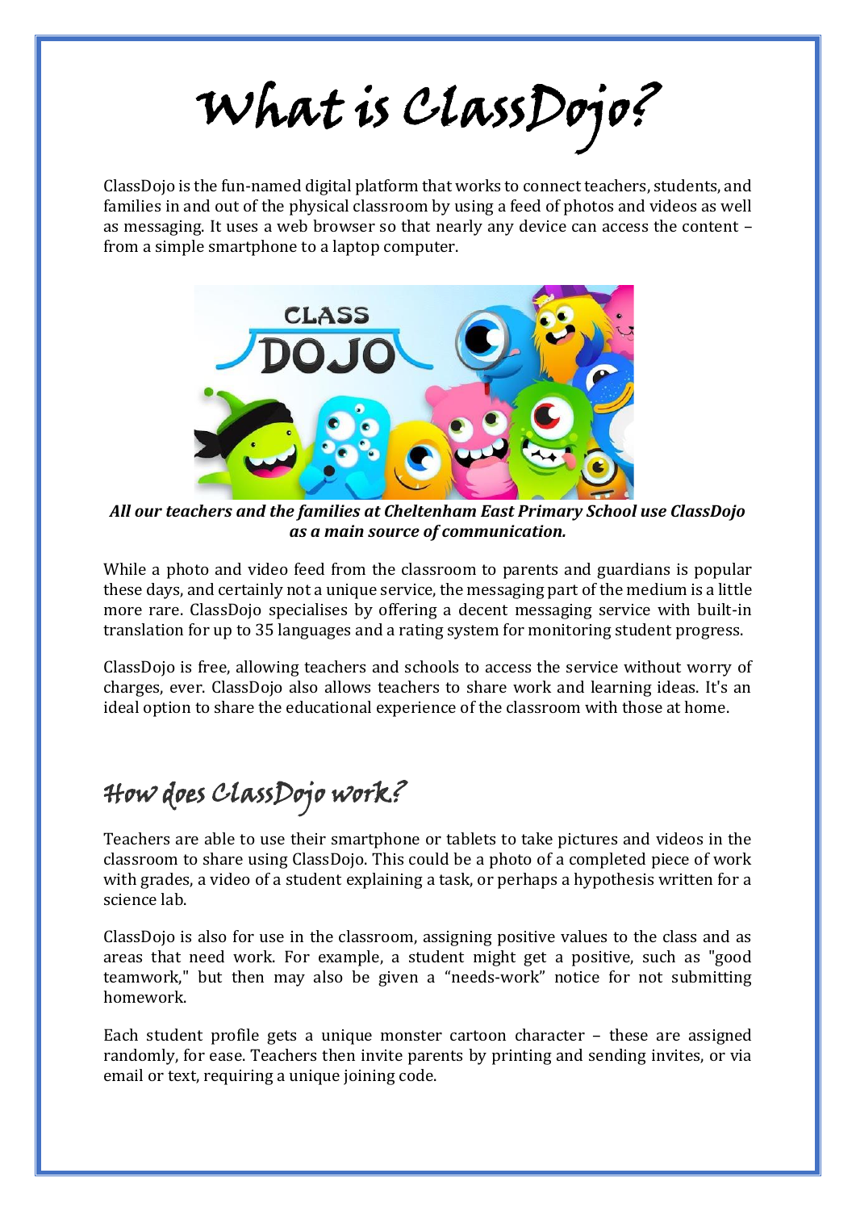# What is ClassDojo?

ClassDojo is the fun-named digital platform that works to connect teachers, students, and families in and out of the physical classroom by using a feed of photos and videos as well as messaging. It uses a web browser so that nearly any device can access the content – from a simple smartphone to a laptop computer.

***All our teachers and the families at Cheltenham East Primary School use ClassDojo as a main source of communication.***

While a photo and video feed from the classroom to parents and guardians is popular these days, and certainly not a unique service, the messaging part of the medium is a little more rare. ClassDojo specialises by offering a decent messaging service with built-in translation for up to 35 languages and a rating system for monitoring student progress.

ClassDojo is free, allowing teachers and schools to access the service without worry of charges, ever. ClassDojo also allows teachers to share work and learning ideas. It's an ideal option to share the educational experience of the classroom with those at home.

## How does ClassDojo work?

Teachers are able to use their smartphone or tablets to take pictures and videos in the classroom to share using ClassDojo. This could be a photo of a completed piece of work with grades, a video of a student explaining a task, or perhaps a hypothesis written for a science lab.

ClassDojo is also for use in the classroom, assigning positive values to the class and as areas that need work. For example, a student might get a positive, such as "good teamwork," but then may also be given a "needs-work" notice for not submitting homework.

Each student profile gets a unique monster cartoon character – these are assigned randomly, for ease. Teachers then invite parents by printing and sending invites, or via email or text, requiring a unique joining code.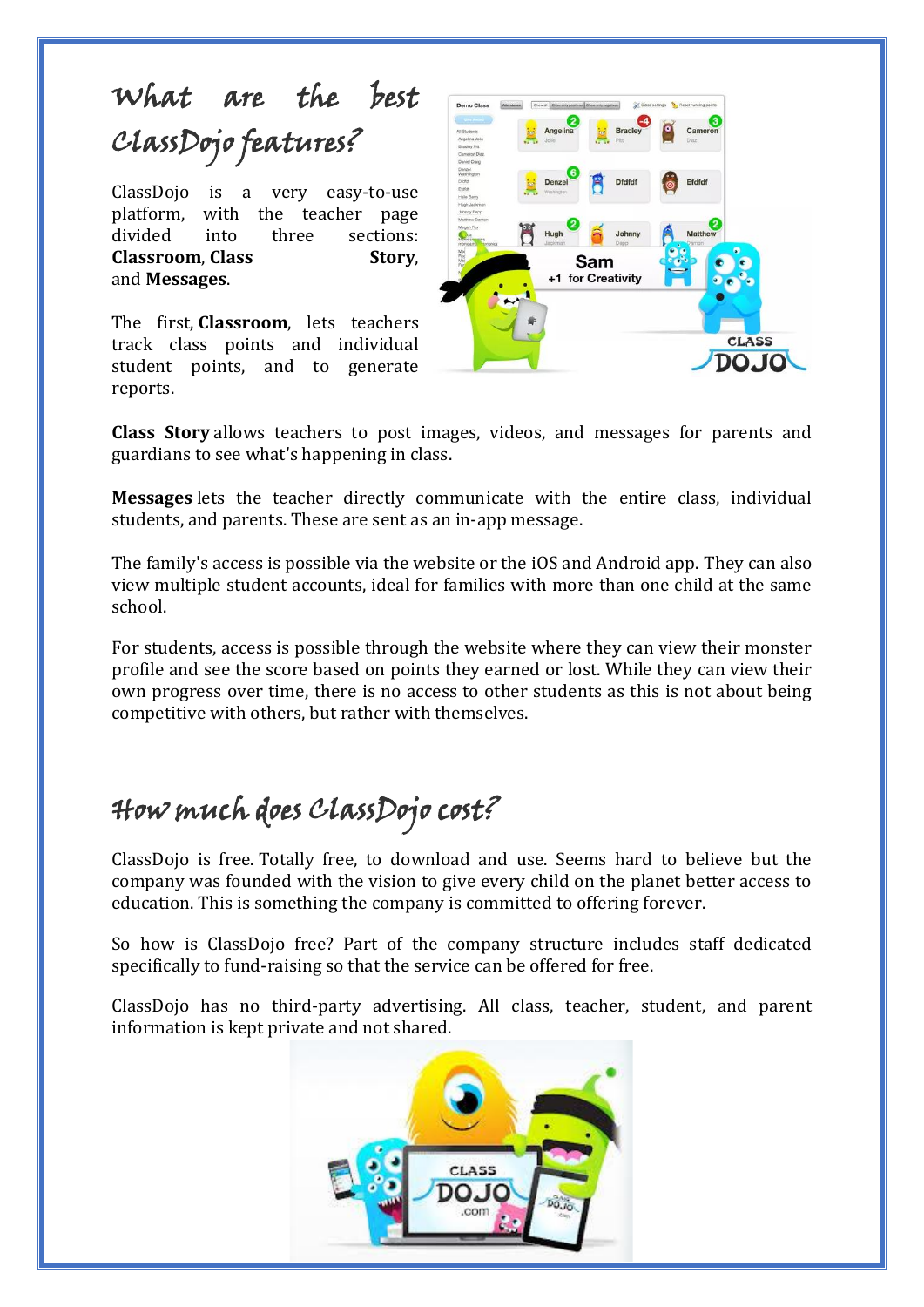# What are the best ClassDojo features?

ClassDojo is a very easy-to-use platform, with the teacher page divided into three sections: **Classroom**, **Class Story**, and **Messages**.

The first, **Classroom**, lets teachers track class points and individual student points, and to generate reports.

**Class Story** allows teachers to post images, videos, and messages for parents and guardians to see what's happening in class.

**Messages** lets the teacher directly communicate with the entire class, individual students, and parents. These are sent as an in-app message.

The family's access is possible via the website or the iOS and Android app. They can also view multiple student accounts, ideal for families with more than one child at the same school.

For students, access is possible through the website where they can view their monster profile and see the score based on points they earned or lost. While they can view their own progress over time, there is no access to other students as this is not about being competitive with others, but rather with themselves.

# How much does ClassDojo cost?

ClassDojo is free. Totally free, to download and use. Seems hard to believe but the company was founded with the vision to give every child on the planet better access to education. This is something the company is committed to offering forever.

So how is ClassDojo free? Part of the company structure includes staff dedicated specifically to fund-raising so that the service can be offered for free.

ClassDojo has no third-party advertising. All class, teacher, student, and parent information is kept private and not shared.